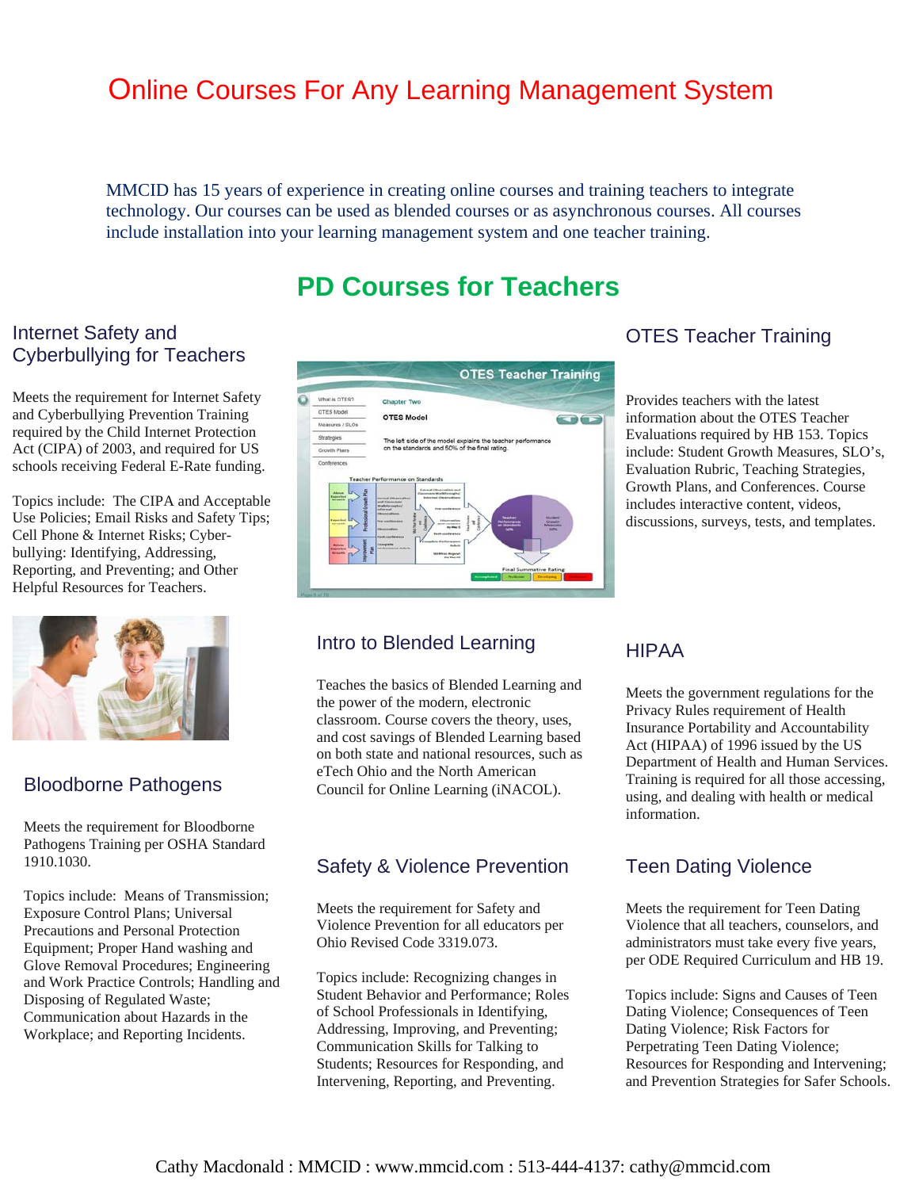# Online Courses For Any Learning Management System

MMCID has 15 years of experience in creating online courses and training teachers to integrate technology. Our courses can be used as blended courses or as asynchronous courses. All courses include installation into your learning management system and one teacher training.

## PD Courses for Teachers

### Internet Safety and Cyberbullying for Teachers

Meets the requirement for Internet Safety and Cyberbullying Prevention Training required by the Child Internet Protection Act (CIPA) of 2003, and required for US schools receiving Federal E-Rate funding.

Topics include: The CIPA and Acceptable Use Policies; Email Risks and Safety Tips; Cell Phone & Internet Risks; Cyber-bullying: Identifying, Addressing, Reporting, and Preventing; and Other Helpful Resources for Teachers.

### Bloodborne Pathogens

Meets the requirement for Bloodborne Pathogens Training per OSHA Standard 1910.1030.

Topics include: Means of Transmission; Exposure Control Plans; Universal Precautions and Personal Protection Equipment; Proper Hand washing and Glove Removal Procedures; Engineering and Work Practice Controls; Handling and Disposing of Regulated Waste; Communication about Hazards in the Workplace; and Reporting Incidents.

### Intro to Blended Learning

Teaches the basics of Blended Learning and the power of the modern, electronic classroom. Course covers the theory, uses, and cost savings of Blended Learning based on both state and national resources, such as eTech Ohio and the North American Council for Online Learning (iNACOL).

### Safety & Violence Prevention

Meets the requirement for Safety and Violence Prevention for all educators per Ohio Revised Code 3319.073.

Topics include: Recognizing changes in Student Behavior and Performance; Roles of School Professionals in Identifying, Addressing, Improving, and Preventing; Communication Skills for Talking to Students; Resources for Responding, and Intervening, Reporting, and Preventing.

### OTES Teacher Training

Provides teachers with the latest information about the OTES Teacher Evaluations required by HB 153. Topics include: Student Growth Measures, SLO's, Evaluation Rubric, Teaching Strategies, Growth Plans, and Conferences. Course includes interactive content, videos, discussions, surveys, tests, and templates.

### HIPAA

Meets the government regulations for the Privacy Rules requirement of Health Insurance Portability and Accountability Act (HIPAA) of 1996 issued by the US Department of Health and Human Services. Training is required for all those accessing, using, and dealing with health or medical information.

### Teen Dating Violence

Meets the requirement for Teen Dating Violence that all teachers, counselors, and administrators must take every five years, per ODE Required Curriculum and HB 19.

Topics include: Signs and Causes of Teen Dating Violence; Consequences of Teen Dating Violence; Risk Factors for Perpetrating Teen Dating Violence; Resources for Responding and Intervening; and Prevention Strategies for Safer Schools.

Cathy Macdonald : MMCID : www.mmcid.com : 513-444-4137: cathy@mmcid.com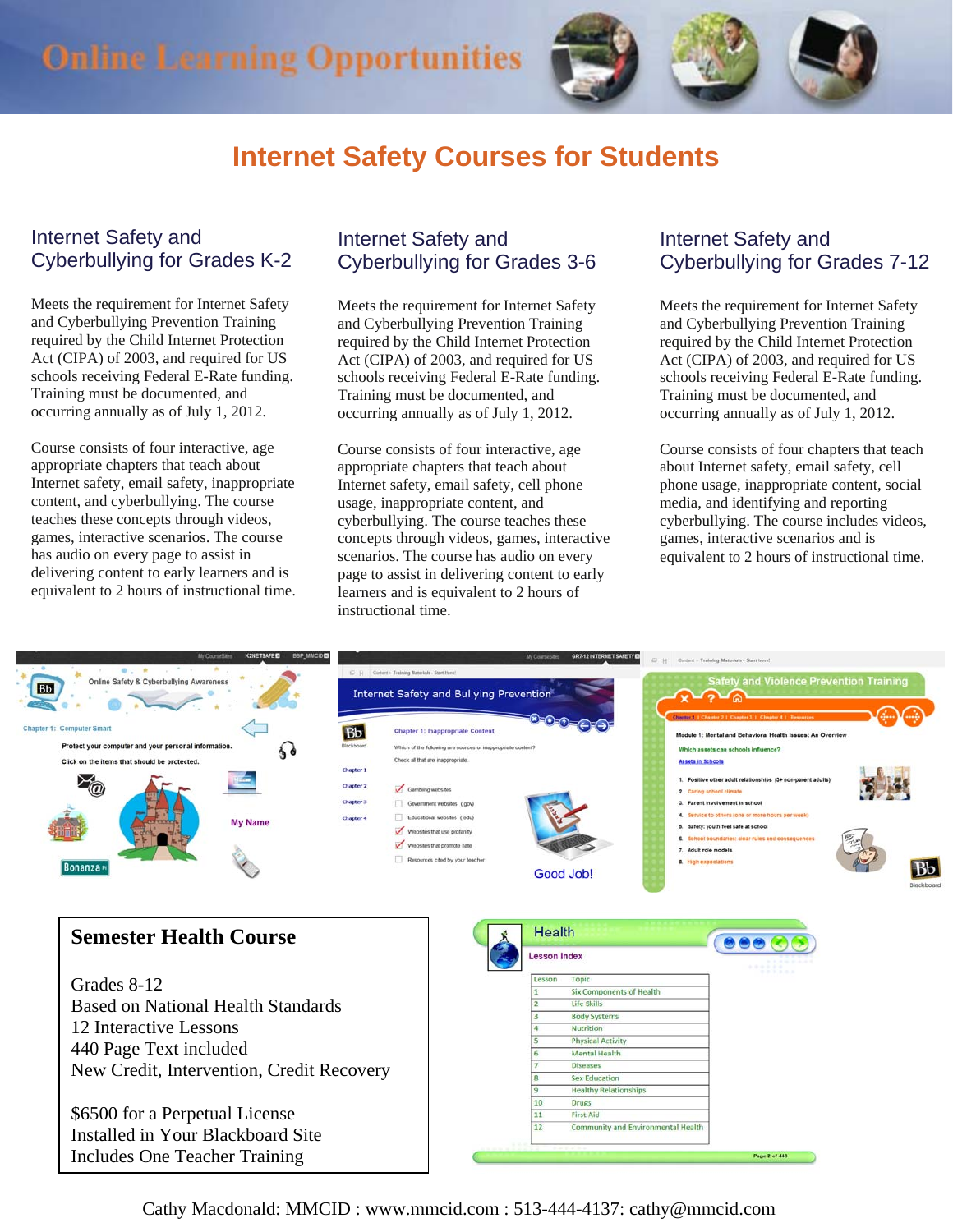# Internet Safety Courses for Students

## Internet Safety and Cyberbullying for Grades K-2

Meets the requirement for Internet Safety and Cyberbullying Prevention Training required by the Child Internet Protection Act (CIPA) of 2003, and required for US schools receiving Federal E-Rate funding. Training must be documented, and occurring annually as of July 1, 2012.

Course consists of four interactive, age appropriate chapters that teach about Internet safety, email safety, inappropriate content, and cyberbullying. The course teaches these concepts through videos, games, interactive scenarios. The course has audio on every page to assist in delivering content to early learners and is equivalent to 2 hours of instructional time.

## Internet Safety and Cyberbullying for Grades 3-6

Meets the requirement for Internet Safety and Cyberbullying Prevention Training required by the Child Internet Protection Act (CIPA) of 2003, and required for US schools receiving Federal E-Rate funding. Training must be documented, and occurring annually as of July 1, 2012.

Course consists of four interactive, age appropriate chapters that teach about Internet safety, email safety, cell phone usage, inappropriate content, and cyberbullying. The course teaches these concepts through videos, games, interactive scenarios. The course has audio on every page to assist in delivering content to early learners and is equivalent to 2 hours of instructional time.

## Internet Safety and Cyberbullying for Grades 7-12

Meets the requirement for Internet Safety and Cyberbullying Prevention Training required by the Child Internet Protection Act (CIPA) of 2003, and required for US schools receiving Federal E-Rate funding. Training must be documented, and occurring annually as of July 1, 2012.

Course consists of four chapters that teach about Internet safety, email safety, cell phone usage, inappropriate content, social media, and identifying and reporting cyberbullying. The course includes videos, games, interactive scenarios and is equivalent to 2 hours of instructional time.

## Semester Health Course

Grades 8-12
Based on National Health Standards
12 Interactive Lessons
440 Page Text included
New Credit, Intervention, Credit Recovery

$6500 for a Perpetual License
Installed in Your Blackboard Site
Includes One Teacher Training

Cathy Macdonald: MMCID : www.mmcid.com : 513-444-4137: cathy@mmcid.com